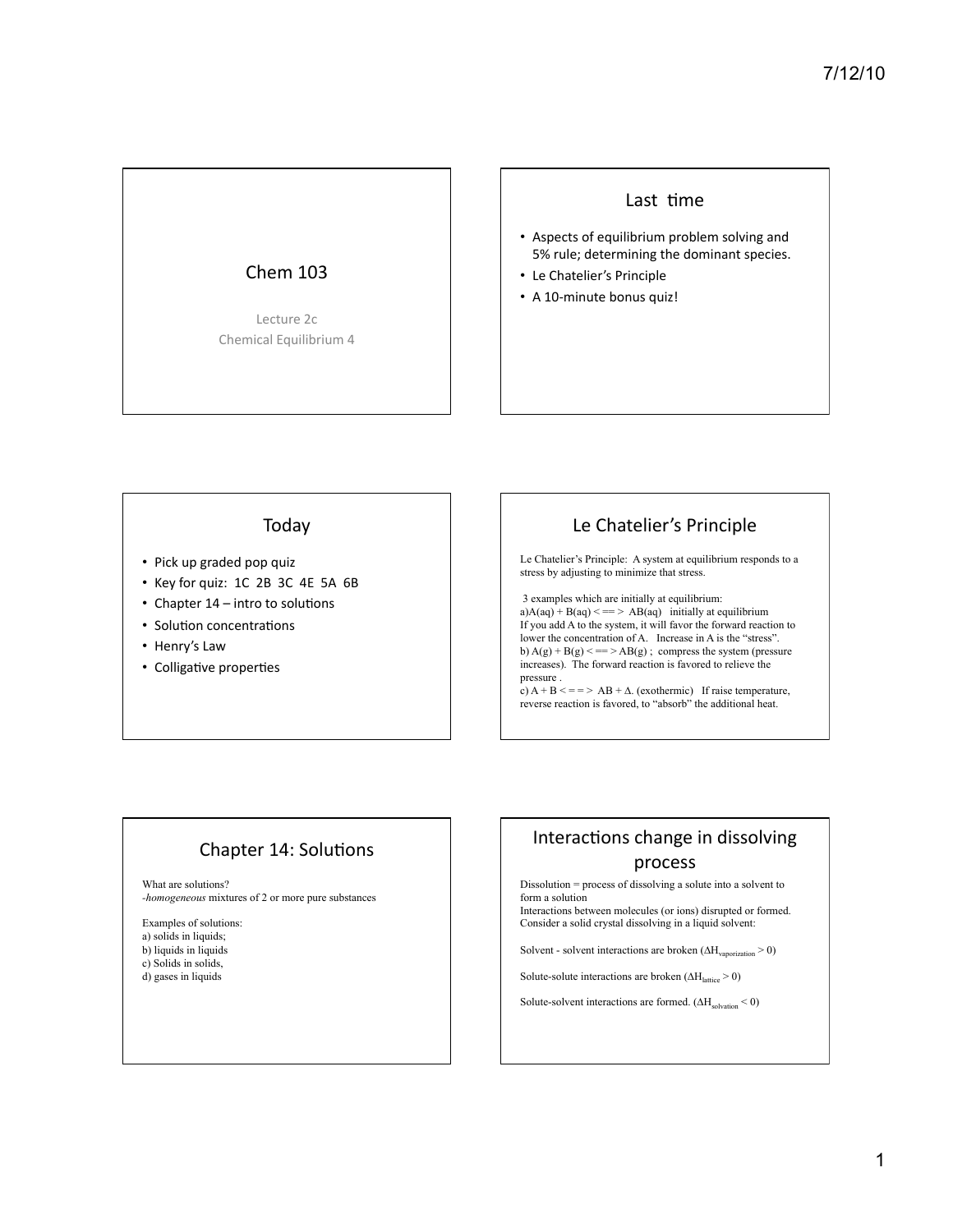## Chem 103

Lecture 2c
Chemical Equilibrium 4

## Last time

- Aspects of equilibrium problem solving and 5% rule; determining the dominant species.
- Le Chatelier's Principle
- A 10-minute bonus quiz!

## Today

- Pick up graded pop quiz
- Key for quiz: 1C 2B 3C 4E 5A 6B
- Chapter 14 – intro to solutions
- Solution concentrations
- Henry's Law
- Colligative properties

## Le Chatelier's Principle

Le Chatelier's Principle: A system at equilibrium responds to a stress by adjusting to minimize that stress.

3 examples which are initially at equilibrium:
a)A(aq) + B(aq) < == > AB(aq) initially at equilibrium
If you add A to the system, it will favor the forward reaction to lower the concentration of A. Increase in A is the "stress".
b) A(g) + B(g) < == > AB(g) ; compress the system (pressure increases). The forward reaction is favored to relieve the pressure .
c) A + B < = = > AB + Δ. (exothermic) If raise temperature, reverse reaction is favored, to "absorb" the additional heat.

## Chapter 14: Solutions

What are solutions?
-*homogeneous* mixtures of 2 or more pure substances

Examples of solutions:
a) solids in liquids;
b) liquids in liquids
c) Solids in solids,
d) gases in liquids

## Interactions change in dissolving process

Dissolution = process of dissolving a solute into a solvent to form a solution
Interactions between molecules (or ions) disrupted or formed.
Consider a solid crystal dissolving in a liquid solvent:

Solvent - solvent interactions are broken ($\Delta H_{vaporization} > 0$)

Solute-solute interactions are broken ($\Delta H_{lattice} > 0$)

Solute-solvent interactions are formed. ($\Delta H_{solvation} < 0$)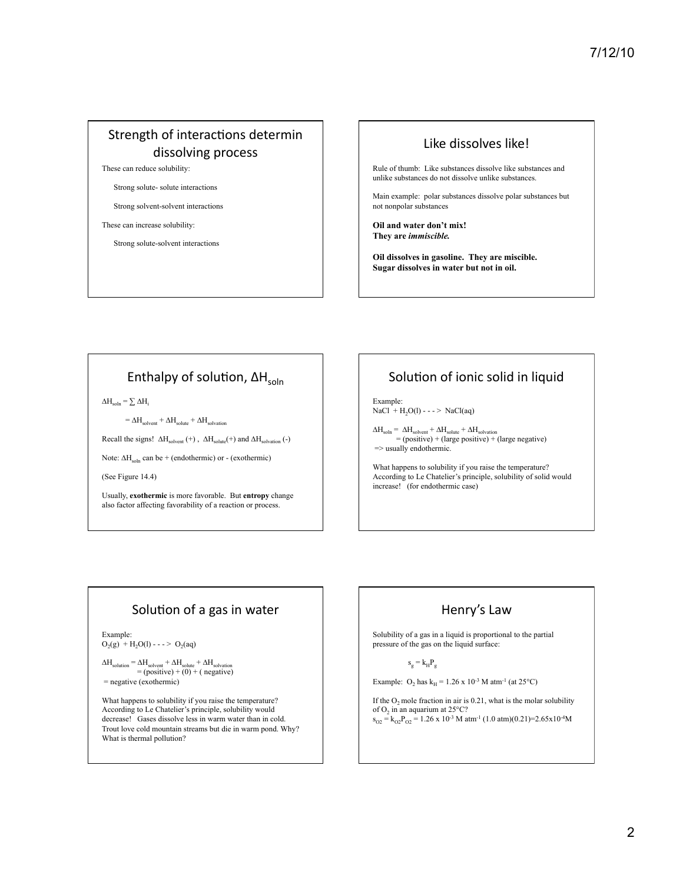## Strength of interactions determin dissolving process

These can reduce solubility:

- Strong solute- solute interactions
- Strong solvent-solvent interactions

These can increase solubility:

- Strong solute-solvent interactions

## Like dissolves like!

Rule of thumb: Like substances dissolve like substances and unlike substances do not dissolve unlike substances.

Main example: polar substances dissolve polar substances but not nonpolar substances

**Oil and water don't mix!**
**They are *immiscible.***

**Oil dissolves in gasoline. They are miscible.**
**Sugar dissolves in water but not in oil.**

## Enthalpy of solution, $\Delta H_{soln}$

$\Delta H_{soln} = \sum \Delta H_i$

$= \Delta H_{solvent} + \Delta H_{solute} + \Delta H_{solvation}$

Recall the signs! $\Delta H_{solvent}$ (+) , $\Delta H_{solute}$(+) and $\Delta H_{solvation}$ (-)

Note: $\Delta H_{soln}$ can be + (endothermic) or - (exothermic)

(See Figure 14.4)

Usually, **exothermic** is more favorable. But **entropy** change also factor affecting favorability of a reaction or process.

## Solution of ionic solid in liquid

Example:
$NaCl + H_2O(l)$ - - - > $NaCl(aq)$

$\Delta H_{soln} = \Delta H_{solvent} + \Delta H_{solute} + \Delta H_{solvation}$
= (positive) + (large positive) + (large negative)
=> usually endothermic.

What happens to solubility if you raise the temperature? According to Le Chatelier's principle, solubility of solid would increase! (for endothermic case)

## Solution of a gas in water

Example:
$O_2(g) + H_2O(l)$ - - - > $O_2(aq)$

$\Delta H_{solution} = \Delta H_{solvent} + \Delta H_{solute} + \Delta H_{solvation}$
= (positive) + (0) + ( negative)
= negative (exothermic)

What happens to solubility if you raise the temperature? According to Le Chatelier's principle, solubility would decrease! Gases dissolve less in warm water than in cold. Trout love cold mountain streams but die in warm pond. Why? What is thermal pollution?

## Henry's Law

Solubility of a gas in a liquid is proportional to the partial pressure of the gas on the liquid surface:

$$s_g = k_H P_g$$

Example: $O_2$ has $k_H = 1.26 \times 10^{-3}$ M atm$^{-1}$ (at 25°C)

If the $O_2$ mole fraction in air is 0.21, what is the molar solubility of $O_2$ in an aquarium at 25°C?
$s_{O2} = k_{O2}P_{O2} = 1.26 \times 10^{-3}$ M atm$^{-1}$ (1.0 atm)(0.21)=$2.65 \times 10^{-4}$M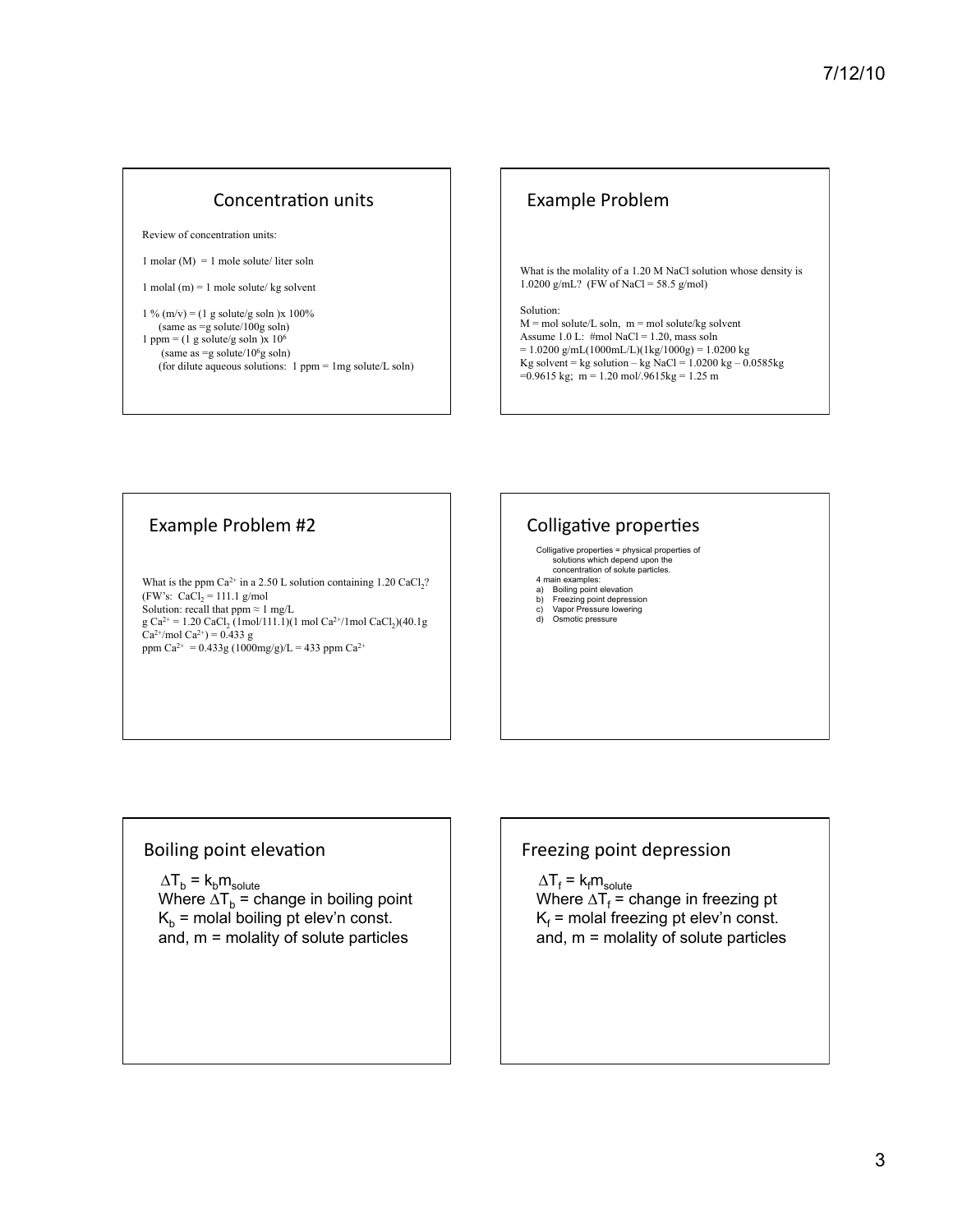## Concentration units

Review of concentration units:

1 molar (M) = 1 mole solute/ liter soln

1 molal (m) = 1 mole solute/ kg solvent

1 % (m/v) = (1 g solute/g soln )x 100%
(same as =g solute/100g soln)

1 ppm = (1 g solute/g soln )x $10^6$
(same as =g solute/$10^6$g soln)
(for dilute aqueous solutions: 1 ppm = 1mg solute/L soln)

## Example Problem

What is the molality of a 1.20 M NaCl solution whose density is 1.0200 g/mL? (FW of NaCl = 58.5 g/mol)

Solution:
M = mol solute/L soln, m = mol solute/kg solvent
Assume 1.0 L: #mol NaCl = 1.20, mass soln
= 1.0200 g/mL(1000mL/L)(1kg/1000g) = 1.0200 kg
Kg solvent = kg solution – kg NaCl = 1.0200 kg – 0.0585kg
=0.9615 kg; m = 1.20 mol/.9615kg = 1.25 m

## Example Problem #2

What is the ppm $Ca^{2+}$ in a 2.50 L solution containing 1.20 $CaCl_2$?
(FW's: $CaCl_2$ = 111.1 g/mol
Solution: recall that ppm ≈ 1 mg/L
g $Ca^{2+}$ = 1.20 $CaCl_2$ (1mol/111.1)(1 mol $Ca^{2+}$/1mol $CaCl_2$)(40.1g $Ca^{2+}$/mol $Ca^{2+}$) = 0.433 g
ppm $Ca^{2+}$ = 0.433g (1000mg/g)/L = 433 ppm $Ca^{2+}$

## Colligative properties

Colligative properties = physical properties of solutions which depend upon the concentration of solute particles.

4 main examples:

a) Boiling point elevation
b) Freezing point depression
c) Vapor Pressure lowering
d) Osmotic pressure

## Boiling point elevation

$\Delta T_b = k_b m_{solute}$
Where $\Delta T_b$ = change in boiling point
$K_b$ = molal boiling pt elev'n const.
and, m = molality of solute particles

## Freezing point depression

$\Delta T_f = k_f m_{solute}$
Where $\Delta T_f$ = change in freezing pt
$K_f$ = molal freezing pt elev'n const.
and, m = molality of solute particles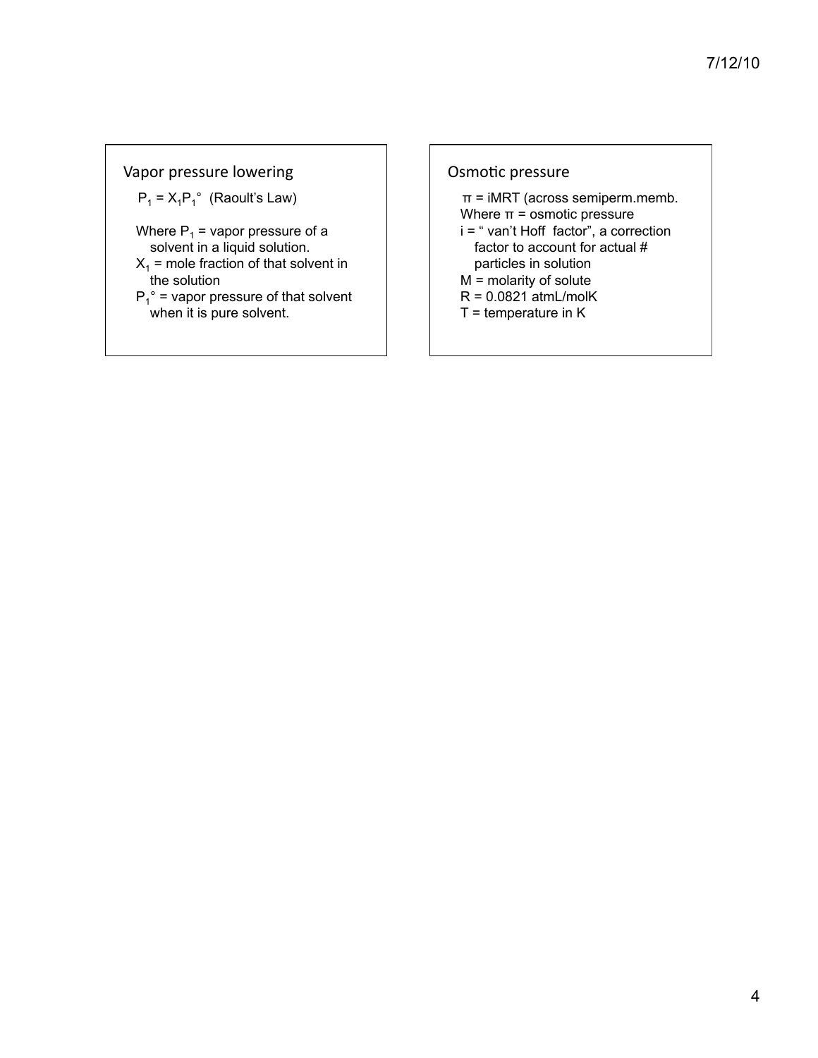## Vapor pressure lowering

$P_1 = X_1P_1^\circ$ (Raoult's Law)

Where $P_1$ = vapor pressure of a solvent in a liquid solution.

$X_1$ = mole fraction of that solvent in the solution

$P_1^\circ$ = vapor pressure of that solvent when it is pure solvent.

## Osmotic pressure

$\pi = iMRT$ (across semiperm.memb.

Where $\pi$ = osmotic pressure

i = " van't Hoff factor", a correction factor to account for actual # particles in solution

M = molarity of solute

R = 0.0821 atmL/molK

T = temperature in K